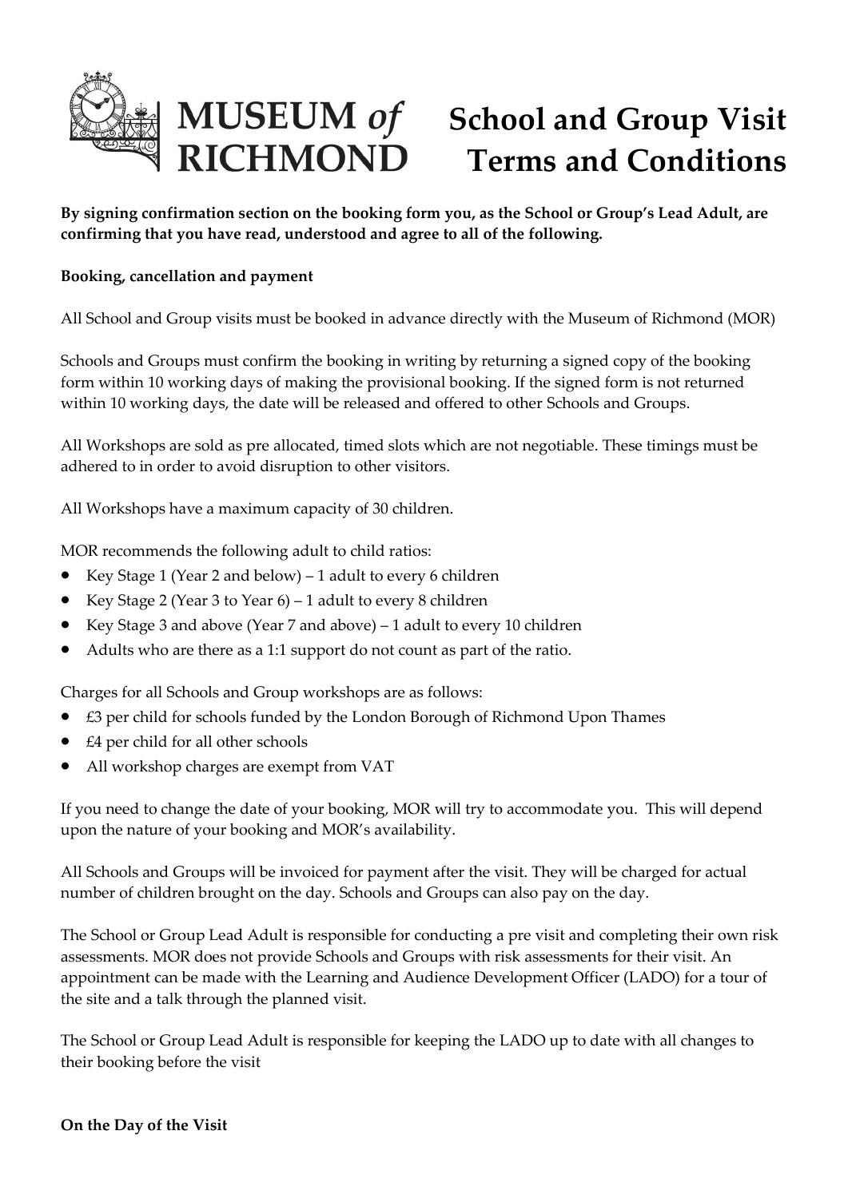# MUSEUM *of* RICHMOND

# School and Group Visit Terms and Conditions

**By signing confirmation section on the booking form you, as the School or Group's Lead Adult, are confirming that you have read, understood and agree to all of the following.**

**Booking, cancellation and payment**

All School and Group visits must be booked in advance directly with the Museum of Richmond (MOR)

Schools and Groups must confirm the booking in writing by returning a signed copy of the booking form within 10 working days of making the provisional booking. If the signed form is not returned within 10 working days, the date will be released and offered to other Schools and Groups.

All Workshops are sold as pre allocated, timed slots which are not negotiable. These timings must be adhered to in order to avoid disruption to other visitors.

All Workshops have a maximum capacity of 30 children.

MOR recommends the following adult to child ratios:

- Key Stage 1 (Year 2 and below) – 1 adult to every 6 children
- Key Stage 2 (Year 3 to Year 6) – 1 adult to every 8 children
- Key Stage 3 and above (Year 7 and above) – 1 adult to every 10 children
- Adults who are there as a 1:1 support do not count as part of the ratio.

Charges for all Schools and Group workshops are as follows:

- £3 per child for schools funded by the London Borough of Richmond Upon Thames
- £4 per child for all other schools
- All workshop charges are exempt from VAT

If you need to change the date of your booking, MOR will try to accommodate you. This will depend upon the nature of your booking and MOR's availability.

All Schools and Groups will be invoiced for payment after the visit. They will be charged for actual number of children brought on the day. Schools and Groups can also pay on the day.

The School or Group Lead Adult is responsible for conducting a pre visit and completing their own risk assessments. MOR does not provide Schools and Groups with risk assessments for their visit. An appointment can be made with the Learning and Audience Development Officer (LADO) for a tour of the site and a talk through the planned visit.

The School or Group Lead Adult is responsible for keeping the LADO up to date with all changes to their booking before the visit

**On the Day of the Visit**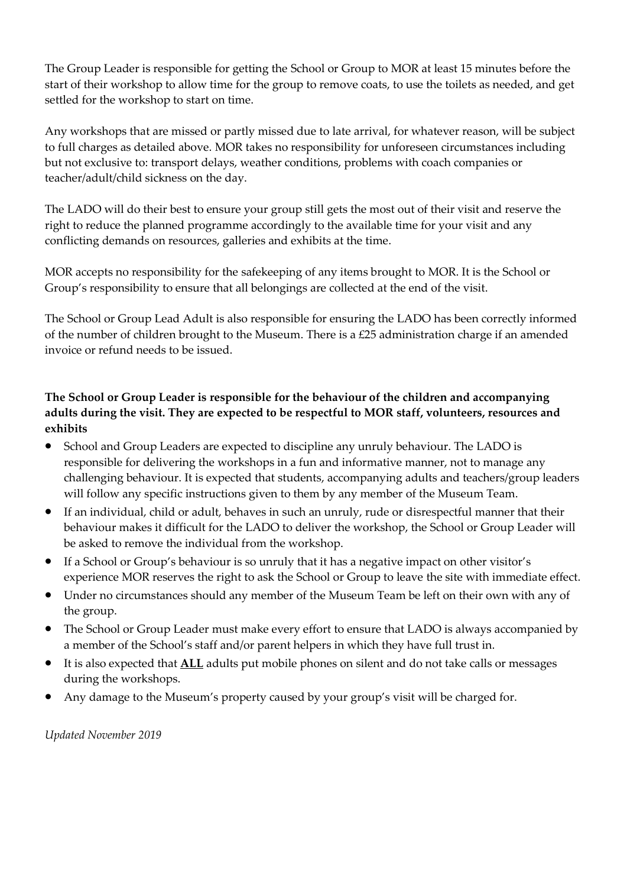The Group Leader is responsible for getting the School or Group to MOR at least 15 minutes before the start of their workshop to allow time for the group to remove coats, to use the toilets as needed, and get settled for the workshop to start on time.

Any workshops that are missed or partly missed due to late arrival, for whatever reason, will be subject to full charges as detailed above. MOR takes no responsibility for unforeseen circumstances including but not exclusive to: transport delays, weather conditions, problems with coach companies or teacher/adult/child sickness on the day.

The LADO will do their best to ensure your group still gets the most out of their visit and reserve the right to reduce the planned programme accordingly to the available time for your visit and any conflicting demands on resources, galleries and exhibits at the time.

MOR accepts no responsibility for the safekeeping of any items brought to MOR. It is the School or Group's responsibility to ensure that all belongings are collected at the end of the visit.

The School or Group Lead Adult is also responsible for ensuring the LADO has been correctly informed of the number of children brought to the Museum. There is a £25 administration charge if an amended invoice or refund needs to be issued.

**The School or Group Leader is responsible for the behaviour of the children and accompanying adults during the visit. They are expected to be respectful to MOR staff, volunteers, resources and exhibits**

- School and Group Leaders are expected to discipline any unruly behaviour. The LADO is responsible for delivering the workshops in a fun and informative manner, not to manage any challenging behaviour. It is expected that students, accompanying adults and teachers/group leaders will follow any specific instructions given to them by any member of the Museum Team.
- If an individual, child or adult, behaves in such an unruly, rude or disrespectful manner that their behaviour makes it difficult for the LADO to deliver the workshop, the School or Group Leader will be asked to remove the individual from the workshop.
- If a School or Group's behaviour is so unruly that it has a negative impact on other visitor's experience MOR reserves the right to ask the School or Group to leave the site with immediate effect.
- Under no circumstances should any member of the Museum Team be left on their own with any of the group.
- The School or Group Leader must make every effort to ensure that LADO is always accompanied by a member of the School's staff and/or parent helpers in which they have full trust in.
- It is also expected that **ALL** adults put mobile phones on silent and do not take calls or messages during the workshops.
- Any damage to the Museum's property caused by your group's visit will be charged for.

*Updated November 2019*